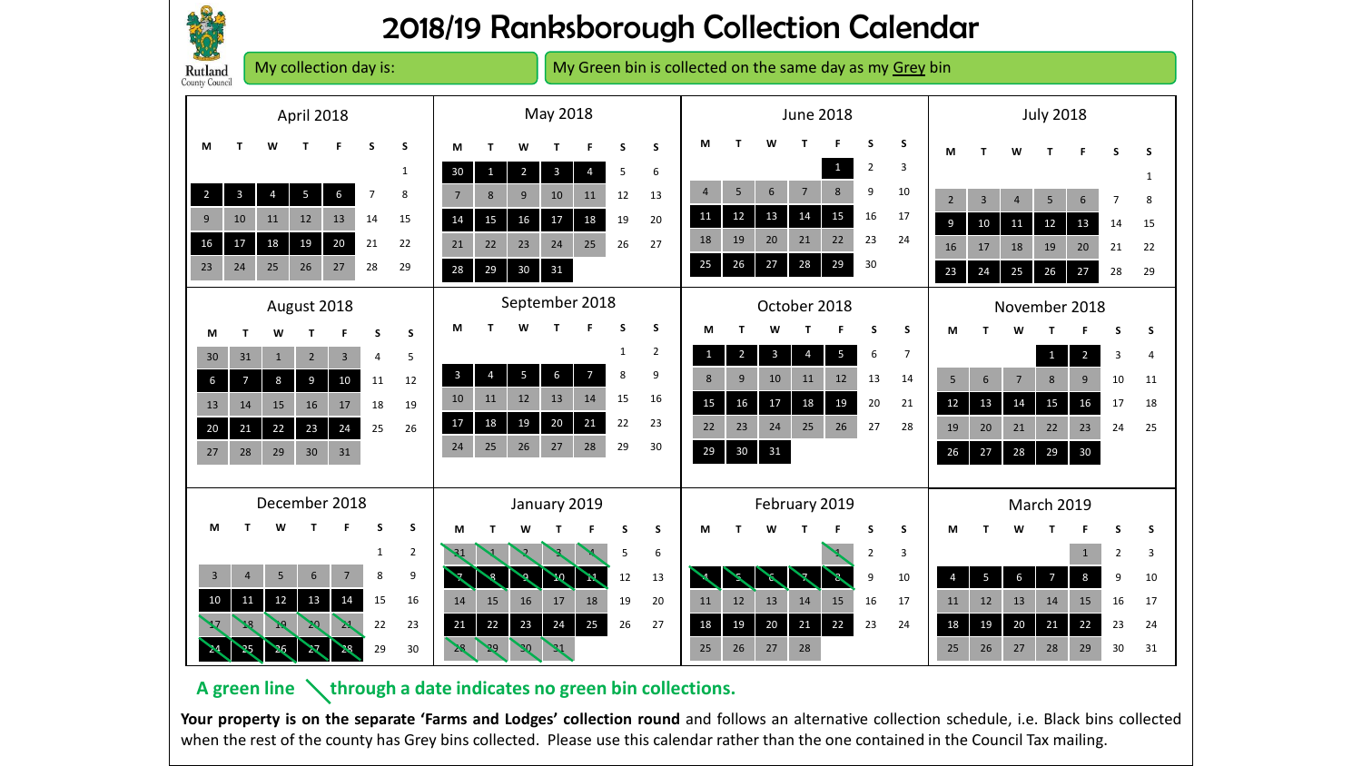# 2018/19 Ranksborough Collection Calendar

Rutland County Council

My collection day is:

My Green bin is collected on the same day as my Grey bin

## April 2018

| M | T | W | T | F | S | S |
|---|---|---|---|---|---|---|
| | | | | | | 1 |
| 2 | 3 | 4 | 5 | 6 | 7 | 8 |
| 9 | 10 | 11 | 12 | 13 | 14 | 15 |
| 16 | 17 | 18 | 19 | 20 | 21 | 22 |
| 23 | 24 | 25 | 26 | 27 | 28 | 29 |

## May 2018

| M | T | W | T | F | S | S |
|---|---|---|---|---|---|---|
| 30 | 1 | 2 | 3 | 4 | 5 | 6 |
| 7 | 8 | 9 | 10 | 11 | 12 | 13 |
| 14 | 15 | 16 | 17 | 18 | 19 | 20 |
| 21 | 22 | 23 | 24 | 25 | 26 | 27 |
| 28 | 29 | 30 | 31 | | | |

## June 2018

| M | T | W | T | F | S | S |
|---|---|---|---|---|---|---|
| | | | | 1 | 2 | 3 |
| 4 | 5 | 6 | 7 | 8 | 9 | 10 |
| 11 | 12 | 13 | 14 | 15 | 16 | 17 |
| 18 | 19 | 20 | 21 | 22 | 23 | 24 |
| 25 | 26 | 27 | 28 | 29 | 30 | |

## July 2018

| M | T | W | T | F | S | S |
|---|---|---|---|---|---|---|
| | | | | | | 1 |
| 2 | 3 | 4 | 5 | 6 | 7 | 8 |
| 9 | 10 | 11 | 12 | 13 | 14 | 15 |
| 16 | 17 | 18 | 19 | 20 | 21 | 22 |
| 23 | 24 | 25 | 26 | 27 | 28 | 29 |

## August 2018

| M | T | W | T | F | S | S |
|---|---|---|---|---|---|---|
| 30 | 31 | 1 | 2 | 3 | 4 | 5 |
| 6 | 7 | 8 | 9 | 10 | 11 | 12 |
| 13 | 14 | 15 | 16 | 17 | 18 | 19 |
| 20 | 21 | 22 | 23 | 24 | 25 | 26 |
| 27 | 28 | 29 | 30 | 31 | | |

## September 2018

| M | T | W | T | F | S | S |
|---|---|---|---|---|---|---|
| | | | | | 1 | 2 |
| 3 | 4 | 5 | 6 | 7 | 8 | 9 |
| 10 | 11 | 12 | 13 | 14 | 15 | 16 |
| 17 | 18 | 19 | 20 | 21 | 22 | 23 |
| 24 | 25 | 26 | 27 | 28 | 29 | 30 |

## October 2018

| M | T | W | T | F | S | S |
|---|---|---|---|---|---|---|
| 1 | 2 | 3 | 4 | 5 | 6 | 7 |
| 8 | 9 | 10 | 11 | 12 | 13 | 14 |
| 15 | 16 | 17 | 18 | 19 | 20 | 21 |
| 22 | 23 | 24 | 25 | 26 | 27 | 28 |
| 29 | 30 | 31 | | | | |

## November 2018

| M | T | W | T | F | S | S |
|---|---|---|---|---|---|---|
| | | | 1 | 2 | 3 | 4 |
| 5 | 6 | 7 | 8 | 9 | 10 | 11 |
| 12 | 13 | 14 | 15 | 16 | 17 | 18 |
| 19 | 20 | 21 | 22 | 23 | 24 | 25 |
| 26 | 27 | 28 | 29 | 30 | | |

## December 2018

| M | T | W | T | F | S | S |
|---|---|---|---|---|---|---|
| | | | | | 1 | 2 |
| 3 | 4 | 5 | 6 | 7 | 8 | 9 |
| 10 | 11 | 12 | 13 | 14 | 15 | 16 |
| 17 | 18 | 19 | 20 | 21 | 22 | 23 |
| 24 | 25 | 26 | 27 | 28 | 29 | 30 |

## January 2019

| M | T | W | T | F | S | S |
|---|---|---|---|---|---|---|
| 31 | 1 | 2 | 3 | 4 | 5 | 6 |
| 7 | 8 | 9 | 10 | 11 | 12 | 13 |
| 14 | 15 | 16 | 17 | 18 | 19 | 20 |
| 21 | 22 | 23 | 24 | 25 | 26 | 27 |
| 28 | 29 | 30 | 31 | | | |

## February 2019

| M | T | W | T | F | S | S |
|---|---|---|---|---|---|---|
| | | | | 1 | 2 | 3 |
| 4 | 5 | 6 | 7 | 8 | 9 | 10 |
| 11 | 12 | 13 | 14 | 15 | 16 | 17 |
| 18 | 19 | 20 | 21 | 22 | 23 | 24 |
| 25 | 26 | 27 | 28 | | | |

## March 2019

| M | T | W | T | F | S | S |
|---|---|---|---|---|---|---|
| | | | | 1 | 2 | 3 |
| 4 | 5 | 6 | 7 | 8 | 9 | 10 |
| 11 | 12 | 13 | 14 | 15 | 16 | 17 |
| 18 | 19 | 20 | 21 | 22 | 23 | 24 |
| 25 | 26 | 27 | 28 | 29 | 30 | 31 |

**A green line through a date indicates no green bin collections.**

**Your property is on the separate 'Farms and Lodges' collection round** and follows an alternative collection schedule, i.e. Black bins collected when the rest of the county has Grey bins collected. Please use this calendar rather than the one contained in the Council Tax mailing.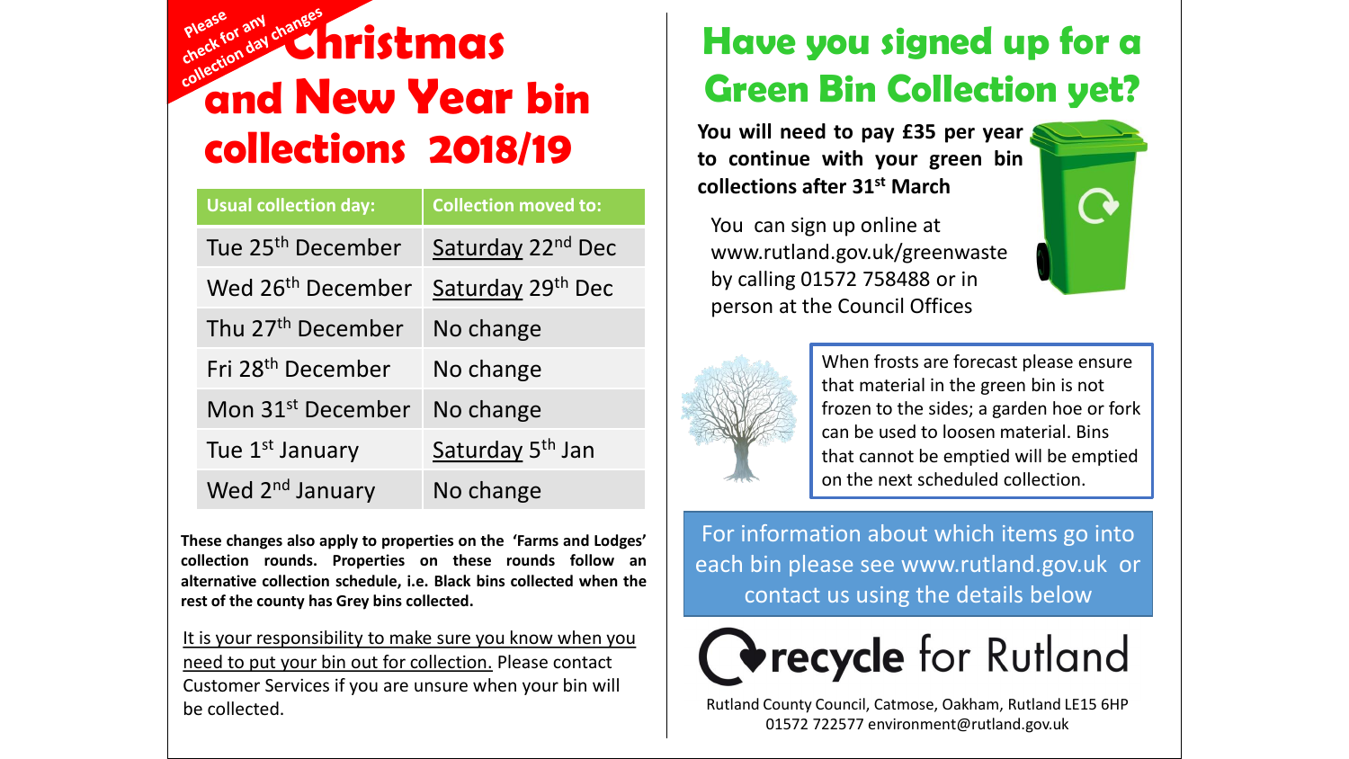Please check for any collection day changes

# Christmas and New Year bin collections 2018/19

| Usual collection day: | Collection moved to: |
|---|---|
| Tue 25th December | Saturday 22nd Dec |
| Wed 26th December | Saturday 29th Dec |
| Thu 27th December | No change |
| Fri 28th December | No change |
| Mon 31st December | No change |
| Tue 1st January | Saturday 5th Jan |
| Wed 2nd January | No change |

**These changes also apply to properties on the 'Farms and Lodges' collection rounds. Properties on these rounds follow an alternative collection schedule, i.e. Black bins collected when the rest of the county has Grey bins collected.**

It is your responsibility to make sure you know when you need to put your bin out for collection. Please contact Customer Services if you are unsure when your bin will be collected.

# Have you signed up for a Green Bin Collection yet?

**You will need to pay £35 per year to continue with your green bin collections after 31st March**

You can sign up online at www.rutland.gov.uk/greenwaste by calling 01572 758488 or in person at the Council Offices

When frosts are forecast please ensure that material in the green bin is not frozen to the sides; a garden hoe or fork can be used to loosen material. Bins that cannot be emptied will be emptied on the next scheduled collection.

For information about which items go into each bin please see www.rutland.gov.uk or contact us using the details below

**recycle** for Rutland

Rutland County Council, Catmose, Oakham, Rutland LE15 6HP
01572 722577 environment@rutland.gov.uk